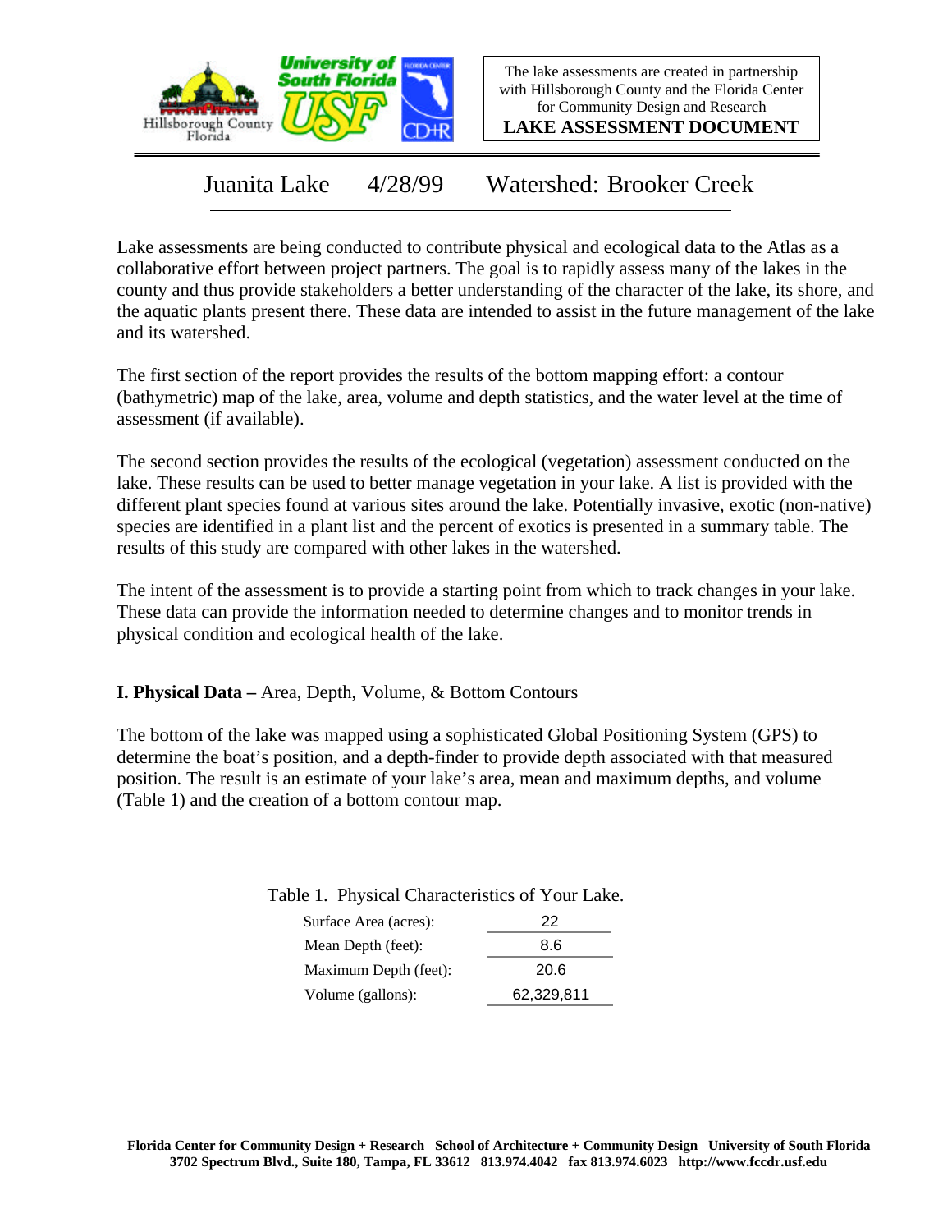The lake assessments are created in partnership with Hillsborough County and the Florida Center for Community Design and Research

**LAKE ASSESSMENT DOCUMENT**

# Juanita Lake 4/28/99 Watershed: Brooker Creek

Lake assessments are being conducted to contribute physical and ecological data to the Atlas as a collaborative effort between project partners. The goal is to rapidly assess many of the lakes in the county and thus provide stakeholders a better understanding of the character of the lake, its shore, and the aquatic plants present there. These data are intended to assist in the future management of the lake and its watershed.

The first section of the report provides the results of the bottom mapping effort: a contour (bathymetric) map of the lake, area, volume and depth statistics, and the water level at the time of assessment (if available).

The second section provides the results of the ecological (vegetation) assessment conducted on the lake. These results can be used to better manage vegetation in your lake. A list is provided with the different plant species found at various sites around the lake. Potentially invasive, exotic (non-native) species are identified in a plant list and the percent of exotics is presented in a summary table. The results of this study are compared with other lakes in the watershed.

The intent of the assessment is to provide a starting point from which to track changes in your lake. These data can provide the information needed to determine changes and to monitor trends in physical condition and ecological health of the lake.

## I. Physical Data – Area, Depth, Volume, & Bottom Contours

The bottom of the lake was mapped using a sophisticated Global Positioning System (GPS) to determine the boat's position, and a depth-finder to provide depth associated with that measured position. The result is an estimate of your lake's area, mean and maximum depths, and volume (Table 1) and the creation of a bottom contour map.

Table 1. Physical Characteristics of Your Lake.

| Characteristic | Value |
| --- | --- |
| Surface Area (acres): | 22 |
| Mean Depth (feet): | 8.6 |
| Maximum Depth (feet): | 20.6 |
| Volume (gallons): | 62,329,811 |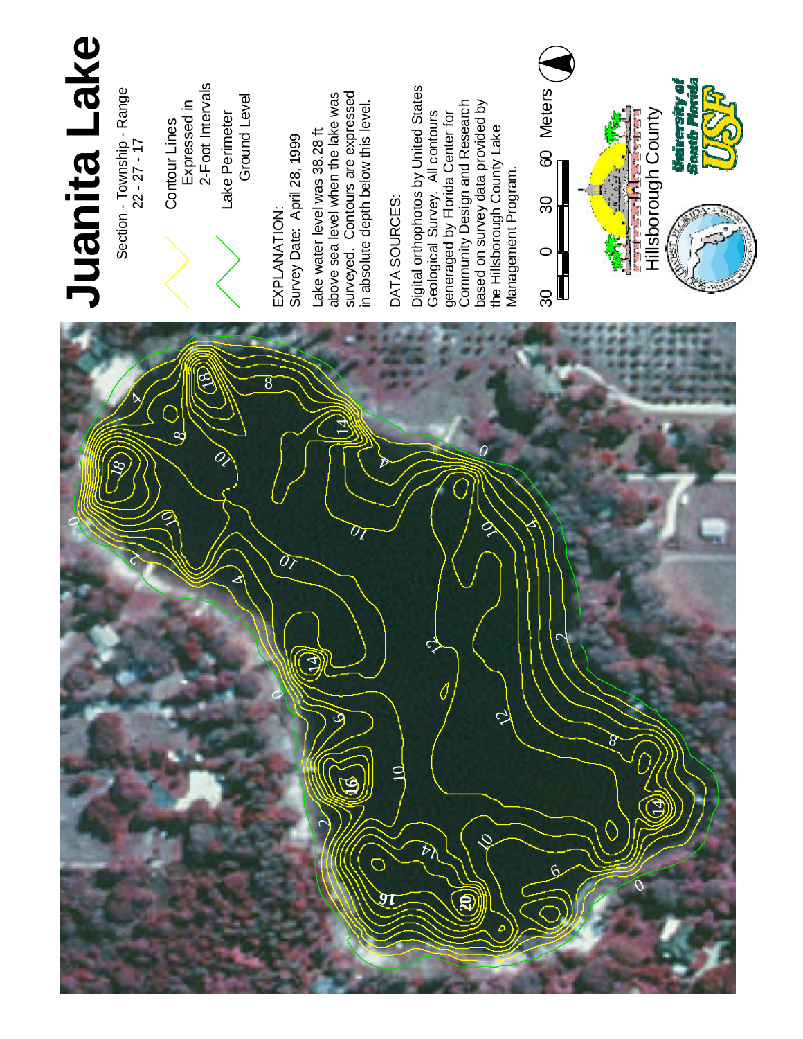# Juanita Lake

Section - Township - Range
22 - 27 - 17

Contour Lines
Expressed in
2-Foot Intervals

Lake Perimeter
Ground Level

EXPLANATION:
Survey Date: April 28, 1999

Lake water level was 38.28 ft above sea level when the lake was surveyed. Contours are expressed in absolute depth below this level.

DATA SOURCES:

Digital orthophotos by United States Geological Survey. All contours generated by Florida Center for Community Design and Research based on survey data provided by the Hillsborough County Lake Management Program.

30 0 30 60 Meters

Hillsborough County

University of South Florida USF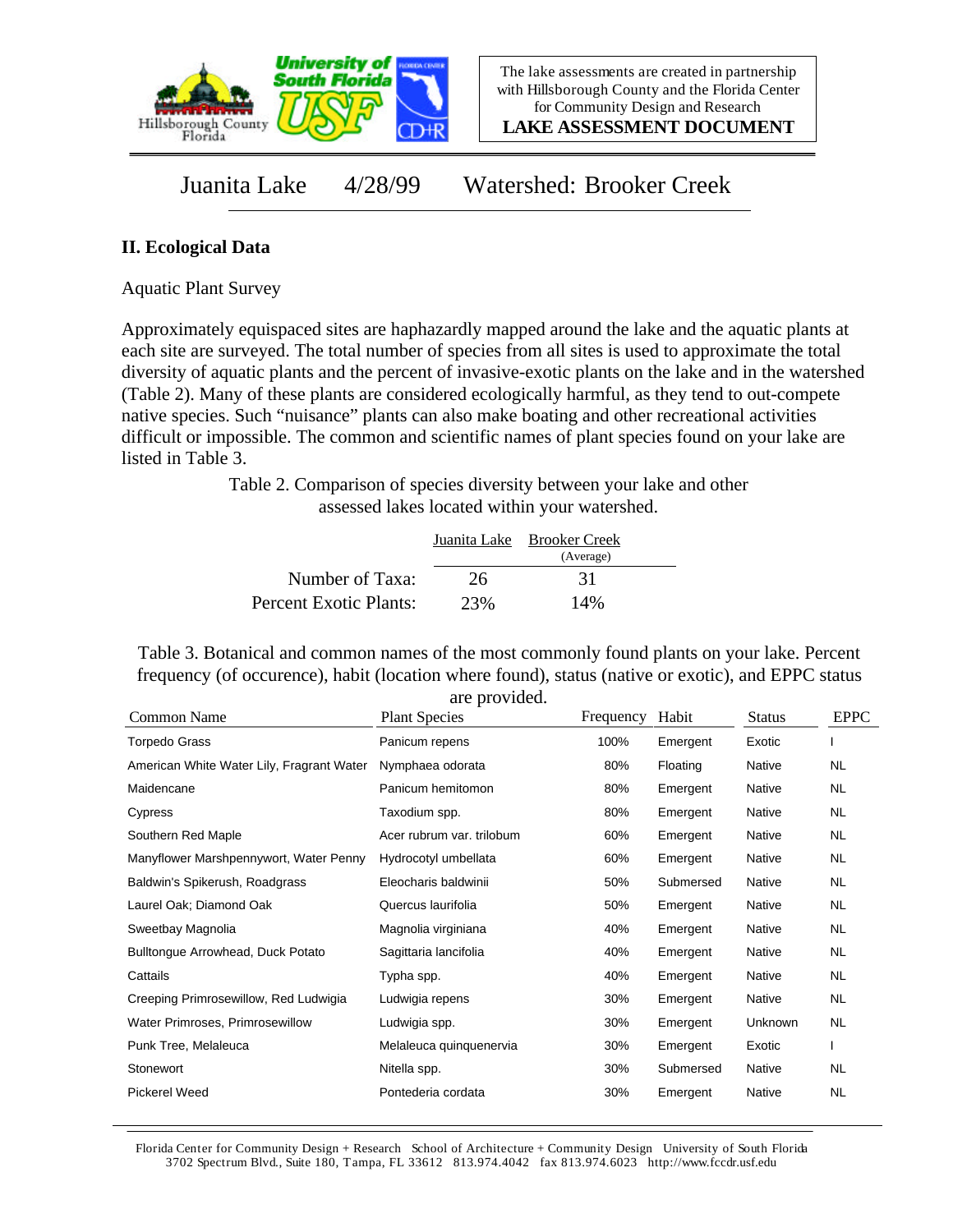The lake assessments are created in partnership with Hillsborough County and the Florida Center for Community Design and Research

**LAKE ASSESSMENT DOCUMENT**

# Juanita Lake 4/28/99 Watershed: Brooker Creek

## II. Ecological Data

Aquatic Plant Survey

Approximately equispaced sites are haphazardly mapped around the lake and the aquatic plants at each site are surveyed. The total number of species from all sites is used to approximate the total diversity of aquatic plants and the percent of invasive-exotic plants on the lake and in the watershed (Table 2). Many of these plants are considered ecologically harmful, as they tend to out-compete native species. Such "nuisance" plants can also make boating and other recreational activities difficult or impossible. The common and scientific names of plant species found on your lake are listed in Table 3.

Table 2. Comparison of species diversity between your lake and other assessed lakes located within your watershed.

| | Juanita Lake | Brooker Creek (Average) |
|---|---|---|
| Number of Taxa: | 26 | 31 |
| Percent Exotic Plants: | 23% | 14% |

Table 3. Botanical and common names of the most commonly found plants on your lake. Percent frequency (of occurence), habit (location where found), status (native or exotic), and EPPC status are provided.

| Common Name | Plant Species | Frequency | Habit | Status | EPPC |
|---|---|---|---|---|---|
| Torpedo Grass | Panicum repens | 100% | Emergent | Exotic | I |
| American White Water Lily, Fragrant Water | Nymphaea odorata | 80% | Floating | Native | NL |
| Maidencane | Panicum hemitomon | 80% | Emergent | Native | NL |
| Cypress | Taxodium spp. | 80% | Emergent | Native | NL |
| Southern Red Maple | Acer rubrum var. trilobum | 60% | Emergent | Native | NL |
| Manyflower Marshpennywort, Water Penny | Hydrocotyl umbellata | 60% | Emergent | Native | NL |
| Baldwin's Spikerush, Roadgrass | Eleocharis baldwinii | 50% | Submersed | Native | NL |
| Laurel Oak; Diamond Oak | Quercus laurifolia | 50% | Emergent | Native | NL |
| Sweetbay Magnolia | Magnolia virginiana | 40% | Emergent | Native | NL |
| Bulltongue Arrowhead, Duck Potato | Sagittaria lancifolia | 40% | Emergent | Native | NL |
| Cattails | Typha spp. | 40% | Emergent | Native | NL |
| Creeping Primrosewillow, Red Ludwigia | Ludwigia repens | 30% | Emergent | Native | NL |
| Water Primroses, Primrosewillow | Ludwigia spp. | 30% | Emergent | Unknown | NL |
| Punk Tree, Melaleuca | Melaleuca quinquenervia | 30% | Emergent | Exotic | I |
| Stonewort | Nitella spp. | 30% | Submersed | Native | NL |
| Pickerel Weed | Pontederia cordata | 30% | Emergent | Native | NL |

Florida Center for Community Design + Research School of Architecture + Community Design University of South Florida
3702 Spectrum Blvd., Suite 180, Tampa, FL 33612 813.974.4042 fax 813.974.6023 http://www.fccdr.usf.edu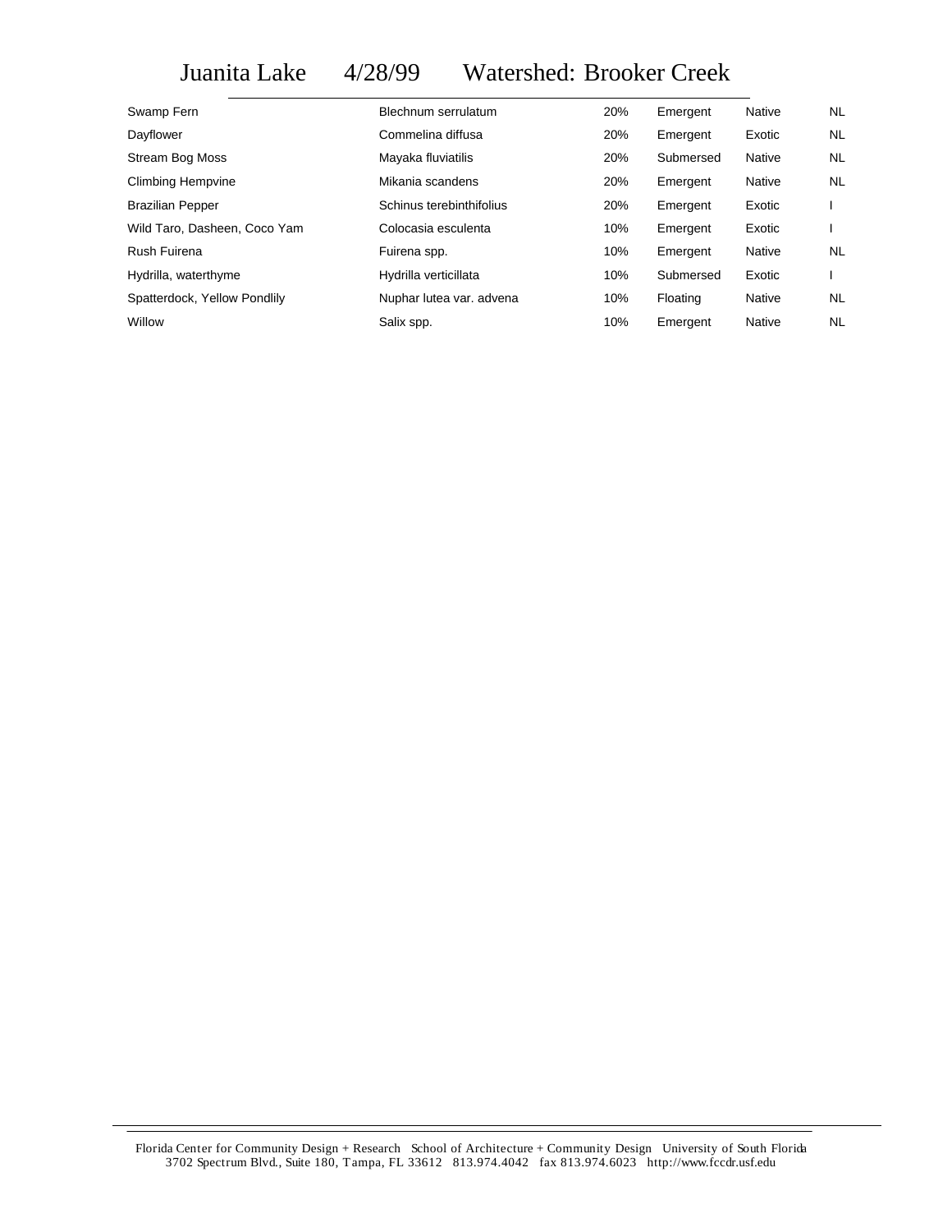# Juanita Lake 4/28/99 Watershed: Brooker Creek

| | | | | | |
|---|---|---|---|---|---|
| Swamp Fern | Blechnum serrulatum | 20% | Emergent | Native | NL |
| Dayflower | Commelina diffusa | 20% | Emergent | Exotic | NL |
| Stream Bog Moss | Mayaka fluviatilis | 20% | Submersed | Native | NL |
| Climbing Hempvine | Mikania scandens | 20% | Emergent | Native | NL |
| Brazilian Pepper | Schinus terebinthifolius | 20% | Emergent | Exotic | I |
| Wild Taro, Dasheen, Coco Yam | Colocasia esculenta | 10% | Emergent | Exotic | I |
| Rush Fuirena | Fuirena spp. | 10% | Emergent | Native | NL |
| Hydrilla, waterthyme | Hydrilla verticillata | 10% | Submersed | Exotic | I |
| Spatterdock, Yellow Pondlily | Nuphar lutea var. advena | 10% | Floating | Native | NL |
| Willow | Salix spp. | 10% | Emergent | Native | NL |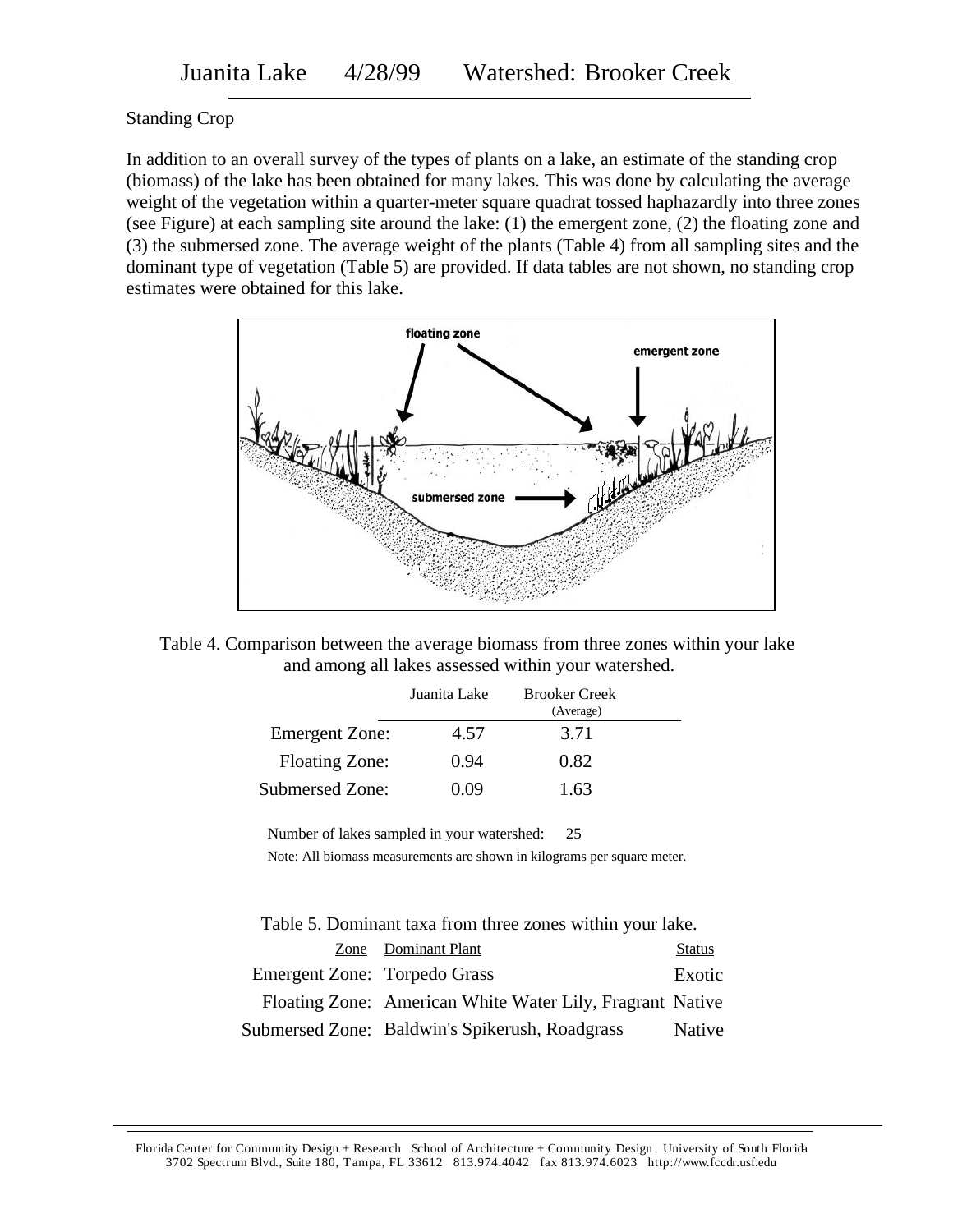# Juanita Lake 4/28/99 Watershed: Brooker Creek

Standing Crop

In addition to an overall survey of the types of plants on a lake, an estimate of the standing crop (biomass) of the lake has been obtained for many lakes. This was done by calculating the average weight of the vegetation within a quarter-meter square quadrat tossed haphazardly into three zones (see Figure) at each sampling site around the lake: (1) the emergent zone, (2) the floating zone and (3) the submersed zone. The average weight of the plants (Table 4) from all sampling sites and the dominant type of vegetation (Table 5) are provided. If data tables are not shown, no standing crop estimates were obtained for this lake.

floating zone

emergent zone

submersed zone

Table 4. Comparison between the average biomass from three zones within your lake and among all lakes assessed within your watershed.

| | Juanita Lake | Brooker Creek (Average) |
|---|---|---|
| Emergent Zone: | 4.57 | 3.71 |
| Floating Zone: | 0.94 | 0.82 |
| Submersed Zone: | 0.09 | 1.63 |

Number of lakes sampled in your watershed: 25

Note: All biomass measurements are shown in kilograms per square meter.

Table 5. Dominant taxa from three zones within your lake.

| Zone | Dominant Plant | Status |
|---|---|---|
| Emergent Zone: | Torpedo Grass | Exotic |
| Floating Zone: | American White Water Lily, Fragrant | Native |
| Submersed Zone: | Baldwin's Spikerush, Roadgrass | Native |